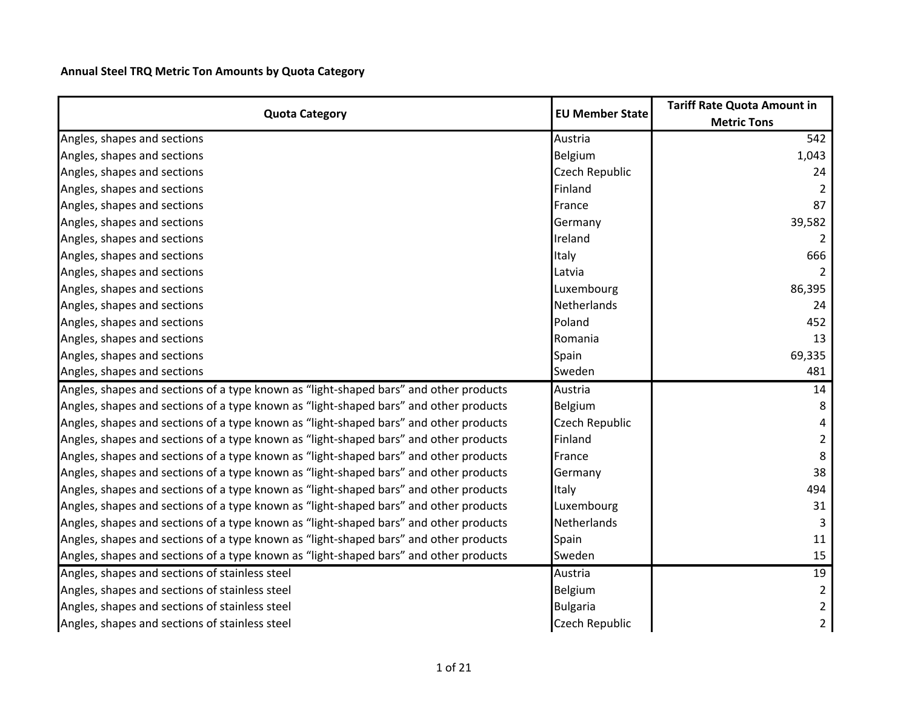**Annual Steel TRQ Metric Ton Amounts by Quota Category**

| Quota Category | EU Member State | Tariff Rate Quota Amount in Metric Tons |
|---|---|---|
| Angles, shapes and sections | Austria | 542 |
| Angles, shapes and sections | Belgium | 1,043 |
| Angles, shapes and sections | Czech Republic | 24 |
| Angles, shapes and sections | Finland | 2 |
| Angles, shapes and sections | France | 87 |
| Angles, shapes and sections | Germany | 39,582 |
| Angles, shapes and sections | Ireland | 2 |
| Angles, shapes and sections | Italy | 666 |
| Angles, shapes and sections | Latvia | 2 |
| Angles, shapes and sections | Luxembourg | 86,395 |
| Angles, shapes and sections | Netherlands | 24 |
| Angles, shapes and sections | Poland | 452 |
| Angles, shapes and sections | Romania | 13 |
| Angles, shapes and sections | Spain | 69,335 |
| Angles, shapes and sections | Sweden | 481 |
| Angles, shapes and sections of a type known as “light-shaped bars” and other products | Austria | 14 |
| Angles, shapes and sections of a type known as “light-shaped bars” and other products | Belgium | 8 |
| Angles, shapes and sections of a type known as “light-shaped bars” and other products | Czech Republic | 4 |
| Angles, shapes and sections of a type known as “light-shaped bars” and other products | Finland | 2 |
| Angles, shapes and sections of a type known as “light-shaped bars” and other products | France | 8 |
| Angles, shapes and sections of a type known as “light-shaped bars” and other products | Germany | 38 |
| Angles, shapes and sections of a type known as “light-shaped bars” and other products | Italy | 494 |
| Angles, shapes and sections of a type known as “light-shaped bars” and other products | Luxembourg | 31 |
| Angles, shapes and sections of a type known as “light-shaped bars” and other products | Netherlands | 3 |
| Angles, shapes and sections of a type known as “light-shaped bars” and other products | Spain | 11 |
| Angles, shapes and sections of a type known as “light-shaped bars” and other products | Sweden | 15 |
| Angles, shapes and sections of stainless steel | Austria | 19 |
| Angles, shapes and sections of stainless steel | Belgium | 2 |
| Angles, shapes and sections of stainless steel | Bulgaria | 2 |
| Angles, shapes and sections of stainless steel | Czech Republic | 2 |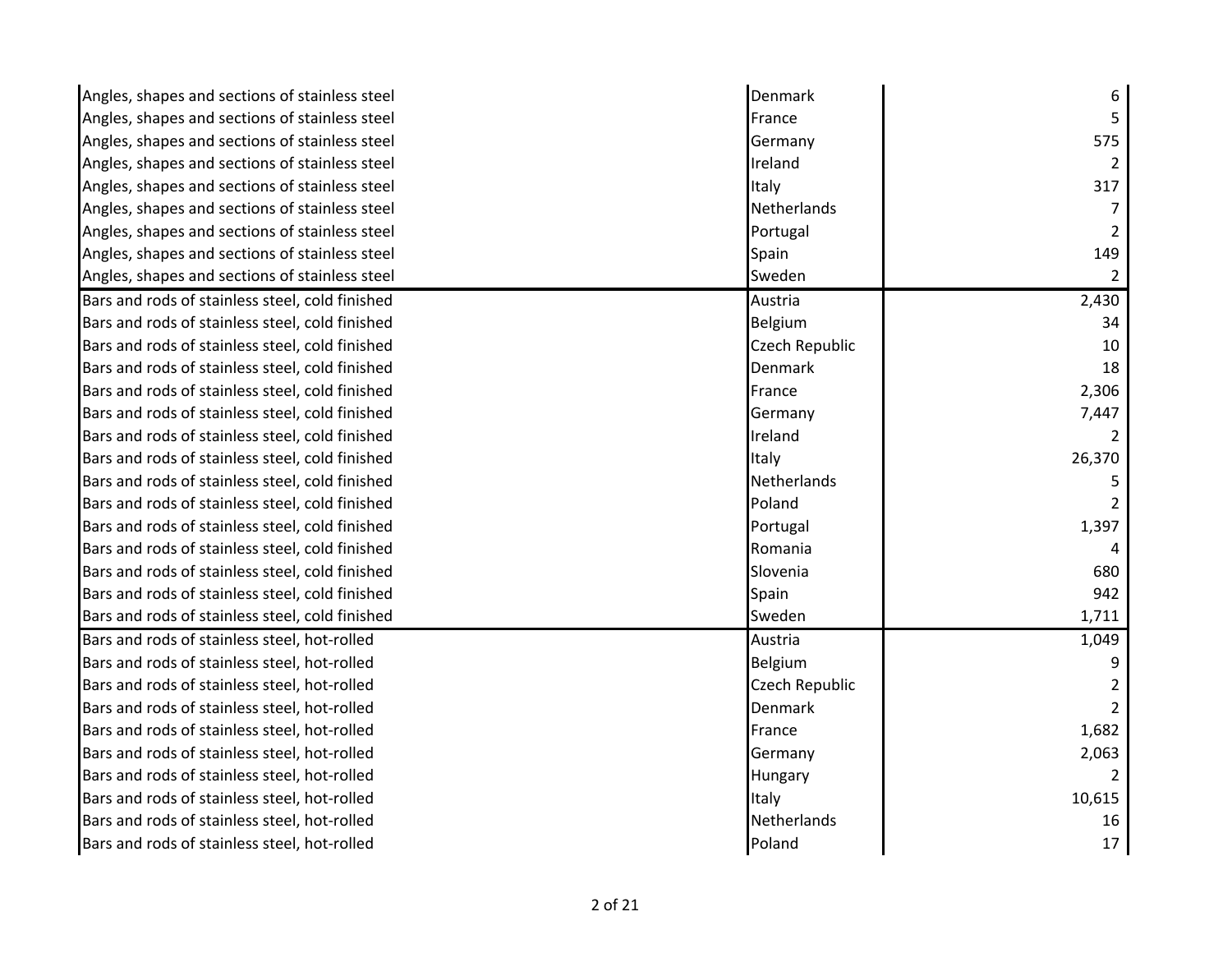| | | |
|---|---|---|
| Angles, shapes and sections of stainless steel | Denmark | 6 |
| Angles, shapes and sections of stainless steel | France | 5 |
| Angles, shapes and sections of stainless steel | Germany | 575 |
| Angles, shapes and sections of stainless steel | Ireland | 2 |
| Angles, shapes and sections of stainless steel | Italy | 317 |
| Angles, shapes and sections of stainless steel | Netherlands | 7 |
| Angles, shapes and sections of stainless steel | Portugal | 2 |
| Angles, shapes and sections of stainless steel | Spain | 149 |
| Angles, shapes and sections of stainless steel | Sweden | 2 |
| Bars and rods of stainless steel, cold finished | Austria | 2,430 |
| Bars and rods of stainless steel, cold finished | Belgium | 34 |
| Bars and rods of stainless steel, cold finished | Czech Republic | 10 |
| Bars and rods of stainless steel, cold finished | Denmark | 18 |
| Bars and rods of stainless steel, cold finished | France | 2,306 |
| Bars and rods of stainless steel, cold finished | Germany | 7,447 |
| Bars and rods of stainless steel, cold finished | Ireland | 2 |
| Bars and rods of stainless steel, cold finished | Italy | 26,370 |
| Bars and rods of stainless steel, cold finished | Netherlands | 5 |
| Bars and rods of stainless steel, cold finished | Poland | 2 |
| Bars and rods of stainless steel, cold finished | Portugal | 1,397 |
| Bars and rods of stainless steel, cold finished | Romania | 4 |
| Bars and rods of stainless steel, cold finished | Slovenia | 680 |
| Bars and rods of stainless steel, cold finished | Spain | 942 |
| Bars and rods of stainless steel, cold finished | Sweden | 1,711 |
| Bars and rods of stainless steel, hot-rolled | Austria | 1,049 |
| Bars and rods of stainless steel, hot-rolled | Belgium | 9 |
| Bars and rods of stainless steel, hot-rolled | Czech Republic | 2 |
| Bars and rods of stainless steel, hot-rolled | Denmark | 2 |
| Bars and rods of stainless steel, hot-rolled | France | 1,682 |
| Bars and rods of stainless steel, hot-rolled | Germany | 2,063 |
| Bars and rods of stainless steel, hot-rolled | Hungary | 2 |
| Bars and rods of stainless steel, hot-rolled | Italy | 10,615 |
| Bars and rods of stainless steel, hot-rolled | Netherlands | 16 |
| Bars and rods of stainless steel, hot-rolled | Poland | 17 |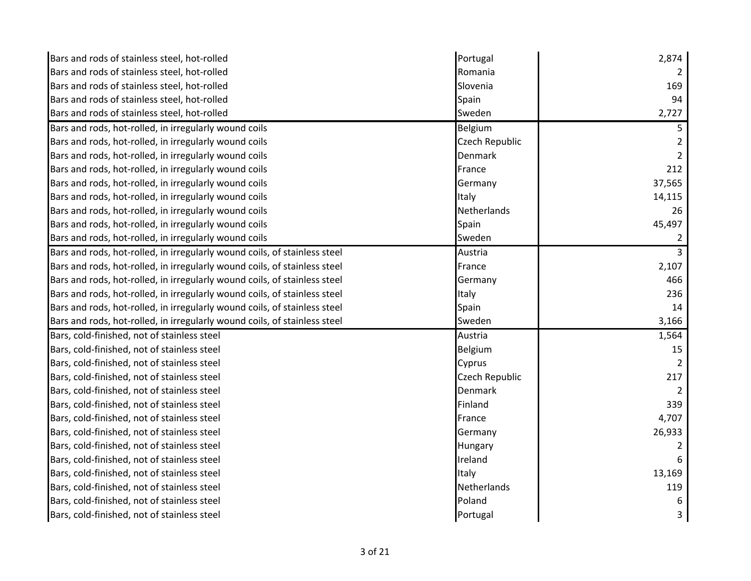| | | |
|---|---|---|
| Bars and rods of stainless steel, hot-rolled | Portugal | 2,874 |
| Bars and rods of stainless steel, hot-rolled | Romania | 2 |
| Bars and rods of stainless steel, hot-rolled | Slovenia | 169 |
| Bars and rods of stainless steel, hot-rolled | Spain | 94 |
| Bars and rods of stainless steel, hot-rolled | Sweden | 2,727 |
| Bars and rods, hot-rolled, in irregularly wound coils | Belgium | 5 |
| Bars and rods, hot-rolled, in irregularly wound coils | Czech Republic | 2 |
| Bars and rods, hot-rolled, in irregularly wound coils | Denmark | 2 |
| Bars and rods, hot-rolled, in irregularly wound coils | France | 212 |
| Bars and rods, hot-rolled, in irregularly wound coils | Germany | 37,565 |
| Bars and rods, hot-rolled, in irregularly wound coils | Italy | 14,115 |
| Bars and rods, hot-rolled, in irregularly wound coils | Netherlands | 26 |
| Bars and rods, hot-rolled, in irregularly wound coils | Spain | 45,497 |
| Bars and rods, hot-rolled, in irregularly wound coils | Sweden | 2 |
| Bars and rods, hot-rolled, in irregularly wound coils, of stainless steel | Austria | 3 |
| Bars and rods, hot-rolled, in irregularly wound coils, of stainless steel | France | 2,107 |
| Bars and rods, hot-rolled, in irregularly wound coils, of stainless steel | Germany | 466 |
| Bars and rods, hot-rolled, in irregularly wound coils, of stainless steel | Italy | 236 |
| Bars and rods, hot-rolled, in irregularly wound coils, of stainless steel | Spain | 14 |
| Bars and rods, hot-rolled, in irregularly wound coils, of stainless steel | Sweden | 3,166 |
| Bars, cold-finished, not of stainless steel | Austria | 1,564 |
| Bars, cold-finished, not of stainless steel | Belgium | 15 |
| Bars, cold-finished, not of stainless steel | Cyprus | 2 |
| Bars, cold-finished, not of stainless steel | Czech Republic | 217 |
| Bars, cold-finished, not of stainless steel | Denmark | 2 |
| Bars, cold-finished, not of stainless steel | Finland | 339 |
| Bars, cold-finished, not of stainless steel | France | 4,707 |
| Bars, cold-finished, not of stainless steel | Germany | 26,933 |
| Bars, cold-finished, not of stainless steel | Hungary | 2 |
| Bars, cold-finished, not of stainless steel | Ireland | 6 |
| Bars, cold-finished, not of stainless steel | Italy | 13,169 |
| Bars, cold-finished, not of stainless steel | Netherlands | 119 |
| Bars, cold-finished, not of stainless steel | Poland | 6 |
| Bars, cold-finished, not of stainless steel | Portugal | 3 |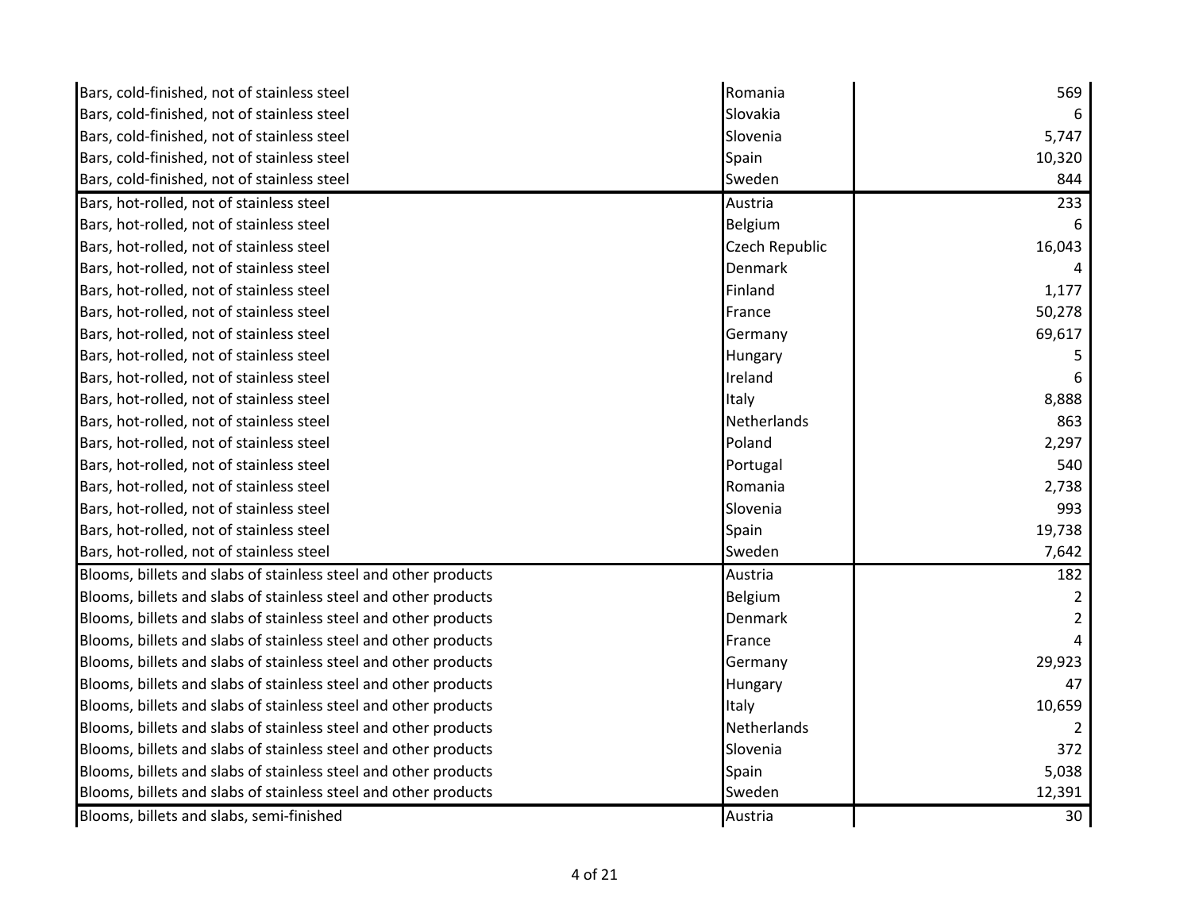| | | |
|---|---|---|
| Bars, cold-finished, not of stainless steel | Romania | 569 |
| Bars, cold-finished, not of stainless steel | Slovakia | 6 |
| Bars, cold-finished, not of stainless steel | Slovenia | 5,747 |
| Bars, cold-finished, not of stainless steel | Spain | 10,320 |
| Bars, cold-finished, not of stainless steel | Sweden | 844 |
| Bars, hot-rolled, not of stainless steel | Austria | 233 |
| Bars, hot-rolled, not of stainless steel | Belgium | 6 |
| Bars, hot-rolled, not of stainless steel | Czech Republic | 16,043 |
| Bars, hot-rolled, not of stainless steel | Denmark | 4 |
| Bars, hot-rolled, not of stainless steel | Finland | 1,177 |
| Bars, hot-rolled, not of stainless steel | France | 50,278 |
| Bars, hot-rolled, not of stainless steel | Germany | 69,617 |
| Bars, hot-rolled, not of stainless steel | Hungary | 5 |
| Bars, hot-rolled, not of stainless steel | Ireland | 6 |
| Bars, hot-rolled, not of stainless steel | Italy | 8,888 |
| Bars, hot-rolled, not of stainless steel | Netherlands | 863 |
| Bars, hot-rolled, not of stainless steel | Poland | 2,297 |
| Bars, hot-rolled, not of stainless steel | Portugal | 540 |
| Bars, hot-rolled, not of stainless steel | Romania | 2,738 |
| Bars, hot-rolled, not of stainless steel | Slovenia | 993 |
| Bars, hot-rolled, not of stainless steel | Spain | 19,738 |
| Bars, hot-rolled, not of stainless steel | Sweden | 7,642 |
| Blooms, billets and slabs of stainless steel and other products | Austria | 182 |
| Blooms, billets and slabs of stainless steel and other products | Belgium | 2 |
| Blooms, billets and slabs of stainless steel and other products | Denmark | 2 |
| Blooms, billets and slabs of stainless steel and other products | France | 4 |
| Blooms, billets and slabs of stainless steel and other products | Germany | 29,923 |
| Blooms, billets and slabs of stainless steel and other products | Hungary | 47 |
| Blooms, billets and slabs of stainless steel and other products | Italy | 10,659 |
| Blooms, billets and slabs of stainless steel and other products | Netherlands | 2 |
| Blooms, billets and slabs of stainless steel and other products | Slovenia | 372 |
| Blooms, billets and slabs of stainless steel and other products | Spain | 5,038 |
| Blooms, billets and slabs of stainless steel and other products | Sweden | 12,391 |
| Blooms, billets and slabs, semi-finished | Austria | 30 |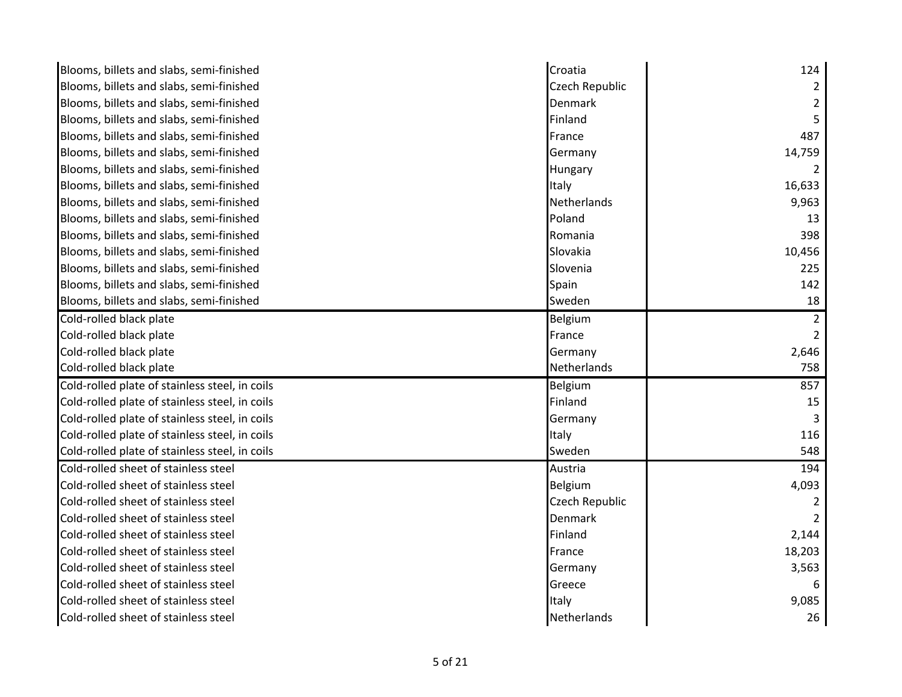| | | |
|---|---|---|
| Blooms, billets and slabs, semi-finished | Croatia | 124 |
| Blooms, billets and slabs, semi-finished | Czech Republic | 2 |
| Blooms, billets and slabs, semi-finished | Denmark | 2 |
| Blooms, billets and slabs, semi-finished | Finland | 5 |
| Blooms, billets and slabs, semi-finished | France | 487 |
| Blooms, billets and slabs, semi-finished | Germany | 14,759 |
| Blooms, billets and slabs, semi-finished | Hungary | 2 |
| Blooms, billets and slabs, semi-finished | Italy | 16,633 |
| Blooms, billets and slabs, semi-finished | Netherlands | 9,963 |
| Blooms, billets and slabs, semi-finished | Poland | 13 |
| Blooms, billets and slabs, semi-finished | Romania | 398 |
| Blooms, billets and slabs, semi-finished | Slovakia | 10,456 |
| Blooms, billets and slabs, semi-finished | Slovenia | 225 |
| Blooms, billets and slabs, semi-finished | Spain | 142 |
| Blooms, billets and slabs, semi-finished | Sweden | 18 |
| Cold-rolled black plate | Belgium | 2 |
| Cold-rolled black plate | France | 2 |
| Cold-rolled black plate | Germany | 2,646 |
| Cold-rolled black plate | Netherlands | 758 |
| Cold-rolled plate of stainless steel, in coils | Belgium | 857 |
| Cold-rolled plate of stainless steel, in coils | Finland | 15 |
| Cold-rolled plate of stainless steel, in coils | Germany | 3 |
| Cold-rolled plate of stainless steel, in coils | Italy | 116 |
| Cold-rolled plate of stainless steel, in coils | Sweden | 548 |
| Cold-rolled sheet of stainless steel | Austria | 194 |
| Cold-rolled sheet of stainless steel | Belgium | 4,093 |
| Cold-rolled sheet of stainless steel | Czech Republic | 2 |
| Cold-rolled sheet of stainless steel | Denmark | 2 |
| Cold-rolled sheet of stainless steel | Finland | 2,144 |
| Cold-rolled sheet of stainless steel | France | 18,203 |
| Cold-rolled sheet of stainless steel | Germany | 3,563 |
| Cold-rolled sheet of stainless steel | Greece | 6 |
| Cold-rolled sheet of stainless steel | Italy | 9,085 |
| Cold-rolled sheet of stainless steel | Netherlands | 26 |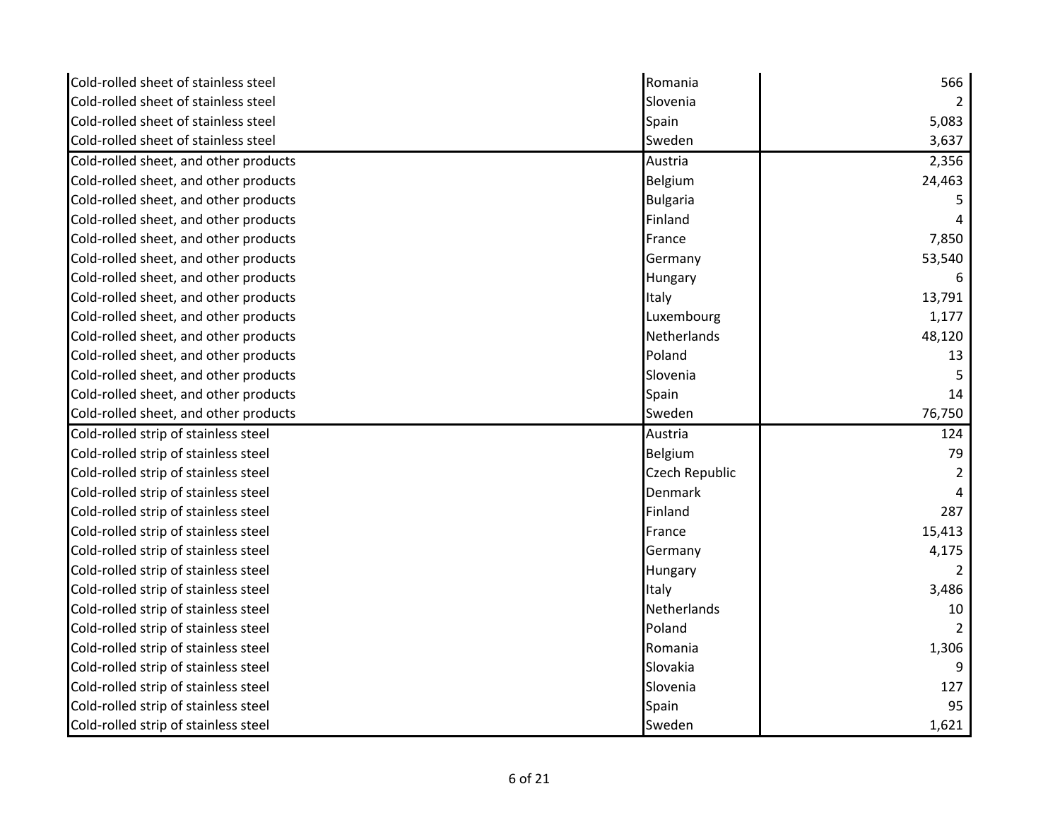| | | |
|---|---|---|
| Cold-rolled sheet of stainless steel | Romania | 566 |
| Cold-rolled sheet of stainless steel | Slovenia | 2 |
| Cold-rolled sheet of stainless steel | Spain | 5,083 |
| Cold-rolled sheet of stainless steel | Sweden | 3,637 |
| Cold-rolled sheet, and other products | Austria | 2,356 |
| Cold-rolled sheet, and other products | Belgium | 24,463 |
| Cold-rolled sheet, and other products | Bulgaria | 5 |
| Cold-rolled sheet, and other products | Finland | 4 |
| Cold-rolled sheet, and other products | France | 7,850 |
| Cold-rolled sheet, and other products | Germany | 53,540 |
| Cold-rolled sheet, and other products | Hungary | 6 |
| Cold-rolled sheet, and other products | Italy | 13,791 |
| Cold-rolled sheet, and other products | Luxembourg | 1,177 |
| Cold-rolled sheet, and other products | Netherlands | 48,120 |
| Cold-rolled sheet, and other products | Poland | 13 |
| Cold-rolled sheet, and other products | Slovenia | 5 |
| Cold-rolled sheet, and other products | Spain | 14 |
| Cold-rolled sheet, and other products | Sweden | 76,750 |
| Cold-rolled strip of stainless steel | Austria | 124 |
| Cold-rolled strip of stainless steel | Belgium | 79 |
| Cold-rolled strip of stainless steel | Czech Republic | 2 |
| Cold-rolled strip of stainless steel | Denmark | 4 |
| Cold-rolled strip of stainless steel | Finland | 287 |
| Cold-rolled strip of stainless steel | France | 15,413 |
| Cold-rolled strip of stainless steel | Germany | 4,175 |
| Cold-rolled strip of stainless steel | Hungary | 2 |
| Cold-rolled strip of stainless steel | Italy | 3,486 |
| Cold-rolled strip of stainless steel | Netherlands | 10 |
| Cold-rolled strip of stainless steel | Poland | 2 |
| Cold-rolled strip of stainless steel | Romania | 1,306 |
| Cold-rolled strip of stainless steel | Slovakia | 9 |
| Cold-rolled strip of stainless steel | Slovenia | 127 |
| Cold-rolled strip of stainless steel | Spain | 95 |
| Cold-rolled strip of stainless steel | Sweden | 1,621 |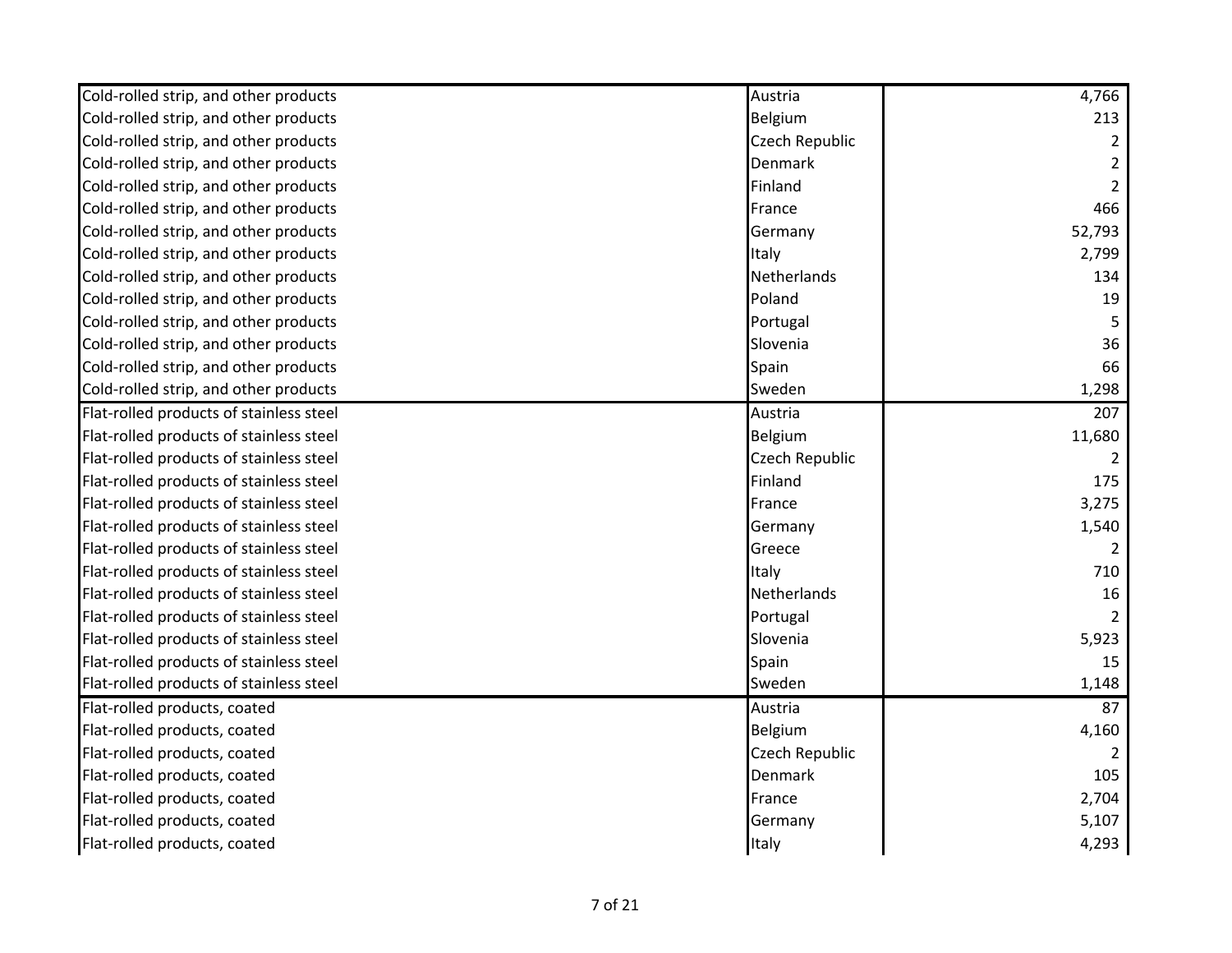| | | |
|---|---|---|
| Cold-rolled strip, and other products | Austria | 4,766 |
| Cold-rolled strip, and other products | Belgium | 213 |
| Cold-rolled strip, and other products | Czech Republic | 2 |
| Cold-rolled strip, and other products | Denmark | 2 |
| Cold-rolled strip, and other products | Finland | 2 |
| Cold-rolled strip, and other products | France | 466 |
| Cold-rolled strip, and other products | Germany | 52,793 |
| Cold-rolled strip, and other products | Italy | 2,799 |
| Cold-rolled strip, and other products | Netherlands | 134 |
| Cold-rolled strip, and other products | Poland | 19 |
| Cold-rolled strip, and other products | Portugal | 5 |
| Cold-rolled strip, and other products | Slovenia | 36 |
| Cold-rolled strip, and other products | Spain | 66 |
| Cold-rolled strip, and other products | Sweden | 1,298 |
| Flat-rolled products of stainless steel | Austria | 207 |
| Flat-rolled products of stainless steel | Belgium | 11,680 |
| Flat-rolled products of stainless steel | Czech Republic | 2 |
| Flat-rolled products of stainless steel | Finland | 175 |
| Flat-rolled products of stainless steel | France | 3,275 |
| Flat-rolled products of stainless steel | Germany | 1,540 |
| Flat-rolled products of stainless steel | Greece | 2 |
| Flat-rolled products of stainless steel | Italy | 710 |
| Flat-rolled products of stainless steel | Netherlands | 16 |
| Flat-rolled products of stainless steel | Portugal | 2 |
| Flat-rolled products of stainless steel | Slovenia | 5,923 |
| Flat-rolled products of stainless steel | Spain | 15 |
| Flat-rolled products of stainless steel | Sweden | 1,148 |
| Flat-rolled products, coated | Austria | 87 |
| Flat-rolled products, coated | Belgium | 4,160 |
| Flat-rolled products, coated | Czech Republic | 2 |
| Flat-rolled products, coated | Denmark | 105 |
| Flat-rolled products, coated | France | 2,704 |
| Flat-rolled products, coated | Germany | 5,107 |
| Flat-rolled products, coated | Italy | 4,293 |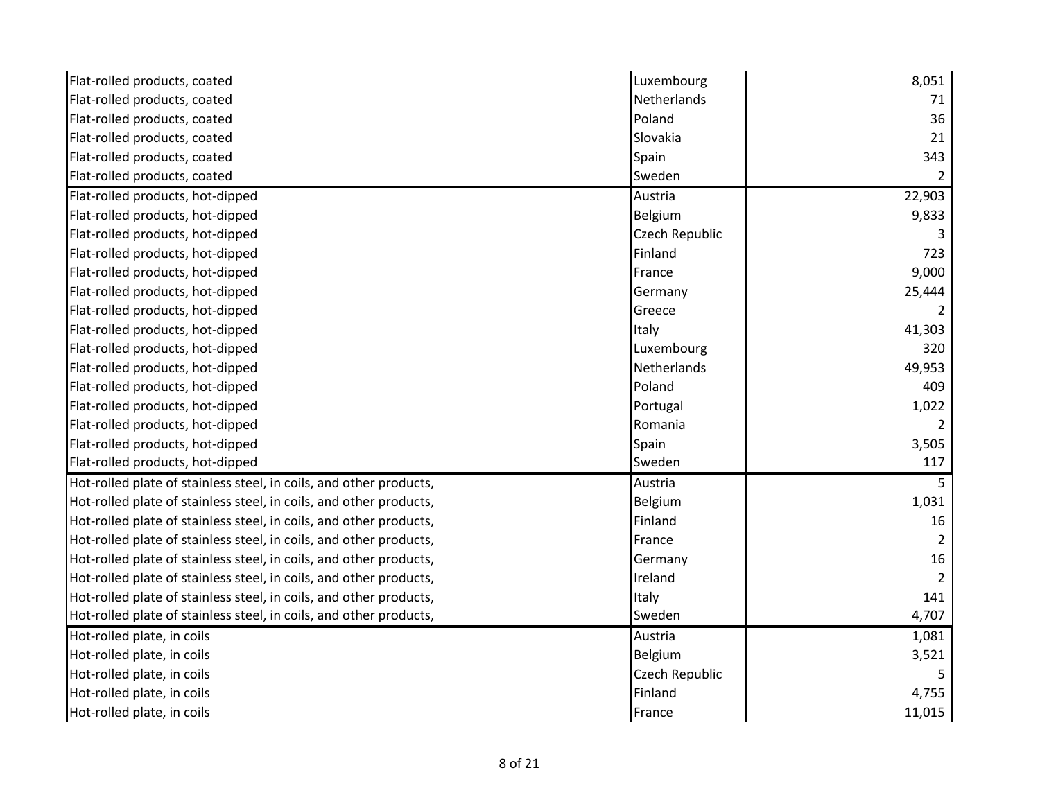| | | |
|---|---|---|
| Flat-rolled products, coated | Luxembourg | 8,051 |
| Flat-rolled products, coated | Netherlands | 71 |
| Flat-rolled products, coated | Poland | 36 |
| Flat-rolled products, coated | Slovakia | 21 |
| Flat-rolled products, coated | Spain | 343 |
| Flat-rolled products, coated | Sweden | 2 |
| Flat-rolled products, hot-dipped | Austria | 22,903 |
| Flat-rolled products, hot-dipped | Belgium | 9,833 |
| Flat-rolled products, hot-dipped | Czech Republic | 3 |
| Flat-rolled products, hot-dipped | Finland | 723 |
| Flat-rolled products, hot-dipped | France | 9,000 |
| Flat-rolled products, hot-dipped | Germany | 25,444 |
| Flat-rolled products, hot-dipped | Greece | 2 |
| Flat-rolled products, hot-dipped | Italy | 41,303 |
| Flat-rolled products, hot-dipped | Luxembourg | 320 |
| Flat-rolled products, hot-dipped | Netherlands | 49,953 |
| Flat-rolled products, hot-dipped | Poland | 409 |
| Flat-rolled products, hot-dipped | Portugal | 1,022 |
| Flat-rolled products, hot-dipped | Romania | 2 |
| Flat-rolled products, hot-dipped | Spain | 3,505 |
| Flat-rolled products, hot-dipped | Sweden | 117 |
| Hot-rolled plate of stainless steel, in coils, and other products, | Austria | 5 |
| Hot-rolled plate of stainless steel, in coils, and other products, | Belgium | 1,031 |
| Hot-rolled plate of stainless steel, in coils, and other products, | Finland | 16 |
| Hot-rolled plate of stainless steel, in coils, and other products, | France | 2 |
| Hot-rolled plate of stainless steel, in coils, and other products, | Germany | 16 |
| Hot-rolled plate of stainless steel, in coils, and other products, | Ireland | 2 |
| Hot-rolled plate of stainless steel, in coils, and other products, | Italy | 141 |
| Hot-rolled plate of stainless steel, in coils, and other products, | Sweden | 4,707 |
| Hot-rolled plate, in coils | Austria | 1,081 |
| Hot-rolled plate, in coils | Belgium | 3,521 |
| Hot-rolled plate, in coils | Czech Republic | 5 |
| Hot-rolled plate, in coils | Finland | 4,755 |
| Hot-rolled plate, in coils | France | 11,015 |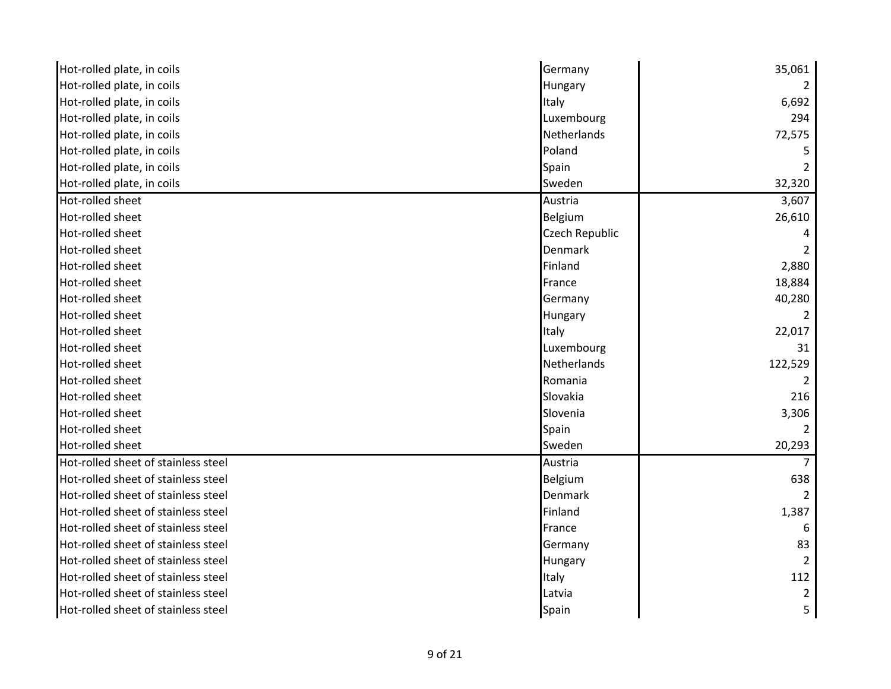| | | |
|---|---|---|
| Hot-rolled plate, in coils | Germany | 35,061 |
| Hot-rolled plate, in coils | Hungary | 2 |
| Hot-rolled plate, in coils | Italy | 6,692 |
| Hot-rolled plate, in coils | Luxembourg | 294 |
| Hot-rolled plate, in coils | Netherlands | 72,575 |
| Hot-rolled plate, in coils | Poland | 5 |
| Hot-rolled plate, in coils | Spain | 2 |
| Hot-rolled plate, in coils | Sweden | 32,320 |
| Hot-rolled sheet | Austria | 3,607 |
| Hot-rolled sheet | Belgium | 26,610 |
| Hot-rolled sheet | Czech Republic | 4 |
| Hot-rolled sheet | Denmark | 2 |
| Hot-rolled sheet | Finland | 2,880 |
| Hot-rolled sheet | France | 18,884 |
| Hot-rolled sheet | Germany | 40,280 |
| Hot-rolled sheet | Hungary | 2 |
| Hot-rolled sheet | Italy | 22,017 |
| Hot-rolled sheet | Luxembourg | 31 |
| Hot-rolled sheet | Netherlands | 122,529 |
| Hot-rolled sheet | Romania | 2 |
| Hot-rolled sheet | Slovakia | 216 |
| Hot-rolled sheet | Slovenia | 3,306 |
| Hot-rolled sheet | Spain | 2 |
| Hot-rolled sheet | Sweden | 20,293 |
| Hot-rolled sheet of stainless steel | Austria | 7 |
| Hot-rolled sheet of stainless steel | Belgium | 638 |
| Hot-rolled sheet of stainless steel | Denmark | 2 |
| Hot-rolled sheet of stainless steel | Finland | 1,387 |
| Hot-rolled sheet of stainless steel | France | 6 |
| Hot-rolled sheet of stainless steel | Germany | 83 |
| Hot-rolled sheet of stainless steel | Hungary | 2 |
| Hot-rolled sheet of stainless steel | Italy | 112 |
| Hot-rolled sheet of stainless steel | Latvia | 2 |
| Hot-rolled sheet of stainless steel | Spain | 5 |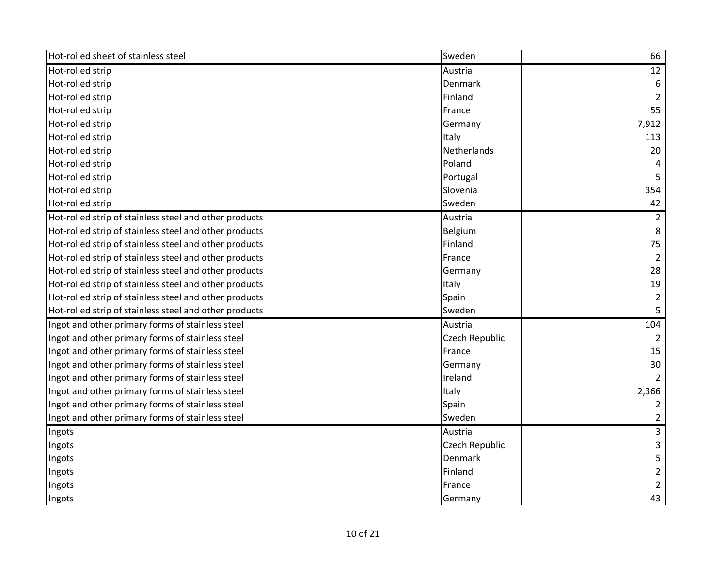| | | |
|---|---|---|
| Hot-rolled sheet of stainless steel | Sweden | 66 |
| Hot-rolled strip | Austria | 12 |
| Hot-rolled strip | Denmark | 6 |
| Hot-rolled strip | Finland | 2 |
| Hot-rolled strip | France | 55 |
| Hot-rolled strip | Germany | 7,912 |
| Hot-rolled strip | Italy | 113 |
| Hot-rolled strip | Netherlands | 20 |
| Hot-rolled strip | Poland | 4 |
| Hot-rolled strip | Portugal | 5 |
| Hot-rolled strip | Slovenia | 354 |
| Hot-rolled strip | Sweden | 42 |
| Hot-rolled strip of stainless steel and other products | Austria | 2 |
| Hot-rolled strip of stainless steel and other products | Belgium | 8 |
| Hot-rolled strip of stainless steel and other products | Finland | 75 |
| Hot-rolled strip of stainless steel and other products | France | 2 |
| Hot-rolled strip of stainless steel and other products | Germany | 28 |
| Hot-rolled strip of stainless steel and other products | Italy | 19 |
| Hot-rolled strip of stainless steel and other products | Spain | 2 |
| Hot-rolled strip of stainless steel and other products | Sweden | 5 |
| Ingot and other primary forms of stainless steel | Austria | 104 |
| Ingot and other primary forms of stainless steel | Czech Republic | 2 |
| Ingot and other primary forms of stainless steel | France | 15 |
| Ingot and other primary forms of stainless steel | Germany | 30 |
| Ingot and other primary forms of stainless steel | Ireland | 2 |
| Ingot and other primary forms of stainless steel | Italy | 2,366 |
| Ingot and other primary forms of stainless steel | Spain | 2 |
| Ingot and other primary forms of stainless steel | Sweden | 2 |
| Ingots | Austria | 3 |
| Ingots | Czech Republic | 3 |
| Ingots | Denmark | 5 |
| Ingots | Finland | 2 |
| Ingots | France | 2 |
| Ingots | Germany | 43 |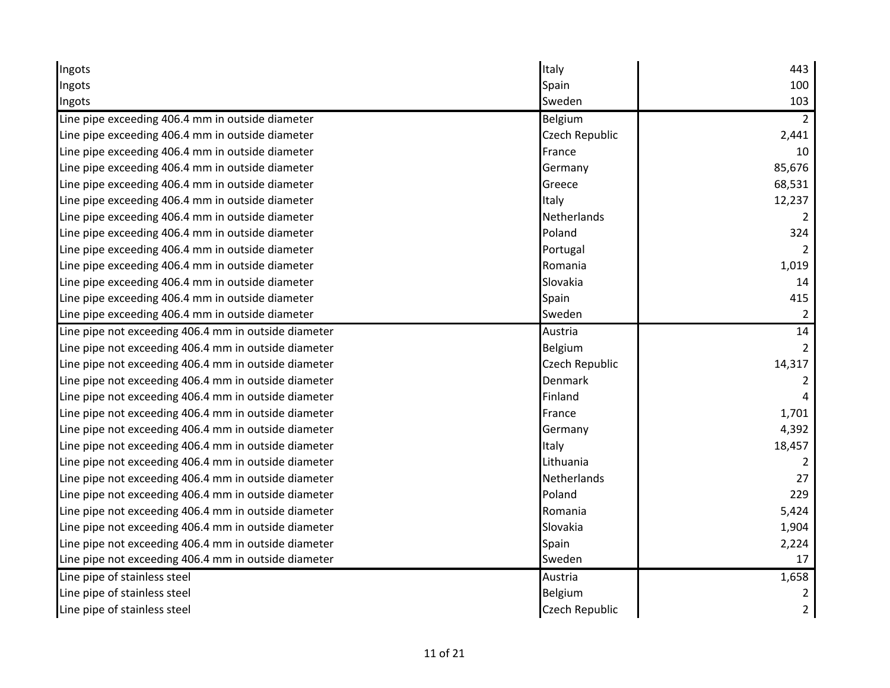| | | |
|---|---|---|
| Ingots | Italy | 443 |
| Ingots | Spain | 100 |
| Ingots | Sweden | 103 |
| Line pipe exceeding 406.4 mm in outside diameter | Belgium | 2 |
| Line pipe exceeding 406.4 mm in outside diameter | Czech Republic | 2,441 |
| Line pipe exceeding 406.4 mm in outside diameter | France | 10 |
| Line pipe exceeding 406.4 mm in outside diameter | Germany | 85,676 |
| Line pipe exceeding 406.4 mm in outside diameter | Greece | 68,531 |
| Line pipe exceeding 406.4 mm in outside diameter | Italy | 12,237 |
| Line pipe exceeding 406.4 mm in outside diameter | Netherlands | 2 |
| Line pipe exceeding 406.4 mm in outside diameter | Poland | 324 |
| Line pipe exceeding 406.4 mm in outside diameter | Portugal | 2 |
| Line pipe exceeding 406.4 mm in outside diameter | Romania | 1,019 |
| Line pipe exceeding 406.4 mm in outside diameter | Slovakia | 14 |
| Line pipe exceeding 406.4 mm in outside diameter | Spain | 415 |
| Line pipe exceeding 406.4 mm in outside diameter | Sweden | 2 |
| Line pipe not exceeding 406.4 mm in outside diameter | Austria | 14 |
| Line pipe not exceeding 406.4 mm in outside diameter | Belgium | 2 |
| Line pipe not exceeding 406.4 mm in outside diameter | Czech Republic | 14,317 |
| Line pipe not exceeding 406.4 mm in outside diameter | Denmark | 2 |
| Line pipe not exceeding 406.4 mm in outside diameter | Finland | 4 |
| Line pipe not exceeding 406.4 mm in outside diameter | France | 1,701 |
| Line pipe not exceeding 406.4 mm in outside diameter | Germany | 4,392 |
| Line pipe not exceeding 406.4 mm in outside diameter | Italy | 18,457 |
| Line pipe not exceeding 406.4 mm in outside diameter | Lithuania | 2 |
| Line pipe not exceeding 406.4 mm in outside diameter | Netherlands | 27 |
| Line pipe not exceeding 406.4 mm in outside diameter | Poland | 229 |
| Line pipe not exceeding 406.4 mm in outside diameter | Romania | 5,424 |
| Line pipe not exceeding 406.4 mm in outside diameter | Slovakia | 1,904 |
| Line pipe not exceeding 406.4 mm in outside diameter | Spain | 2,224 |
| Line pipe not exceeding 406.4 mm in outside diameter | Sweden | 17 |
| Line pipe of stainless steel | Austria | 1,658 |
| Line pipe of stainless steel | Belgium | 2 |
| Line pipe of stainless steel | Czech Republic | 2 |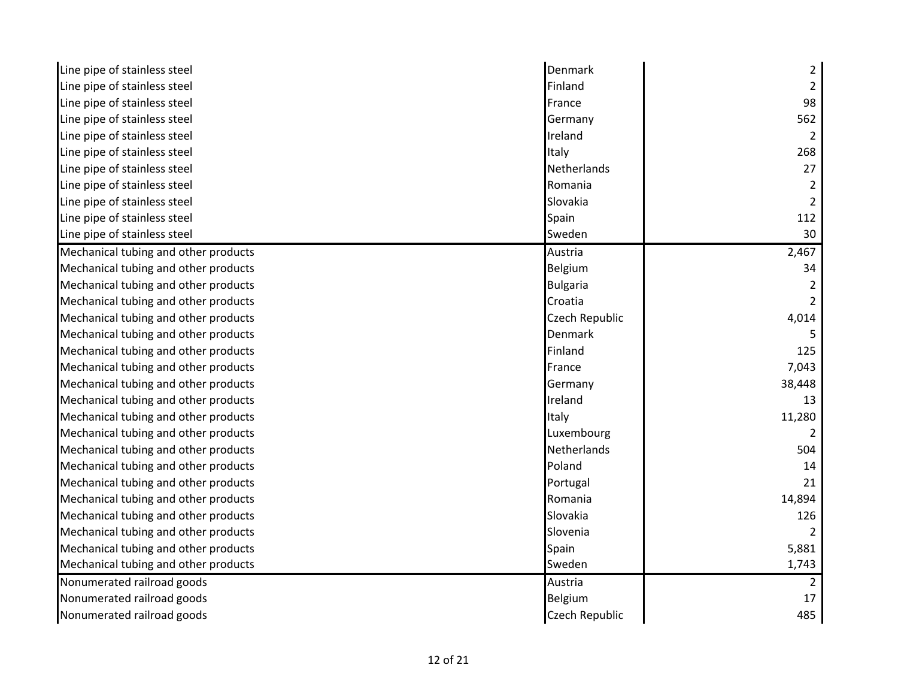| | | |
|---|---|---|
| Line pipe of stainless steel | Denmark | 2 |
| Line pipe of stainless steel | Finland | 2 |
| Line pipe of stainless steel | France | 98 |
| Line pipe of stainless steel | Germany | 562 |
| Line pipe of stainless steel | Ireland | 2 |
| Line pipe of stainless steel | Italy | 268 |
| Line pipe of stainless steel | Netherlands | 27 |
| Line pipe of stainless steel | Romania | 2 |
| Line pipe of stainless steel | Slovakia | 2 |
| Line pipe of stainless steel | Spain | 112 |
| Line pipe of stainless steel | Sweden | 30 |
| Mechanical tubing and other products | Austria | 2,467 |
| Mechanical tubing and other products | Belgium | 34 |
| Mechanical tubing and other products | Bulgaria | 2 |
| Mechanical tubing and other products | Croatia | 2 |
| Mechanical tubing and other products | Czech Republic | 4,014 |
| Mechanical tubing and other products | Denmark | 5 |
| Mechanical tubing and other products | Finland | 125 |
| Mechanical tubing and other products | France | 7,043 |
| Mechanical tubing and other products | Germany | 38,448 |
| Mechanical tubing and other products | Ireland | 13 |
| Mechanical tubing and other products | Italy | 11,280 |
| Mechanical tubing and other products | Luxembourg | 2 |
| Mechanical tubing and other products | Netherlands | 504 |
| Mechanical tubing and other products | Poland | 14 |
| Mechanical tubing and other products | Portugal | 21 |
| Mechanical tubing and other products | Romania | 14,894 |
| Mechanical tubing and other products | Slovakia | 126 |
| Mechanical tubing and other products | Slovenia | 2 |
| Mechanical tubing and other products | Spain | 5,881 |
| Mechanical tubing and other products | Sweden | 1,743 |
| Nonumerated railroad goods | Austria | 2 |
| Nonumerated railroad goods | Belgium | 17 |
| Nonumerated railroad goods | Czech Republic | 485 |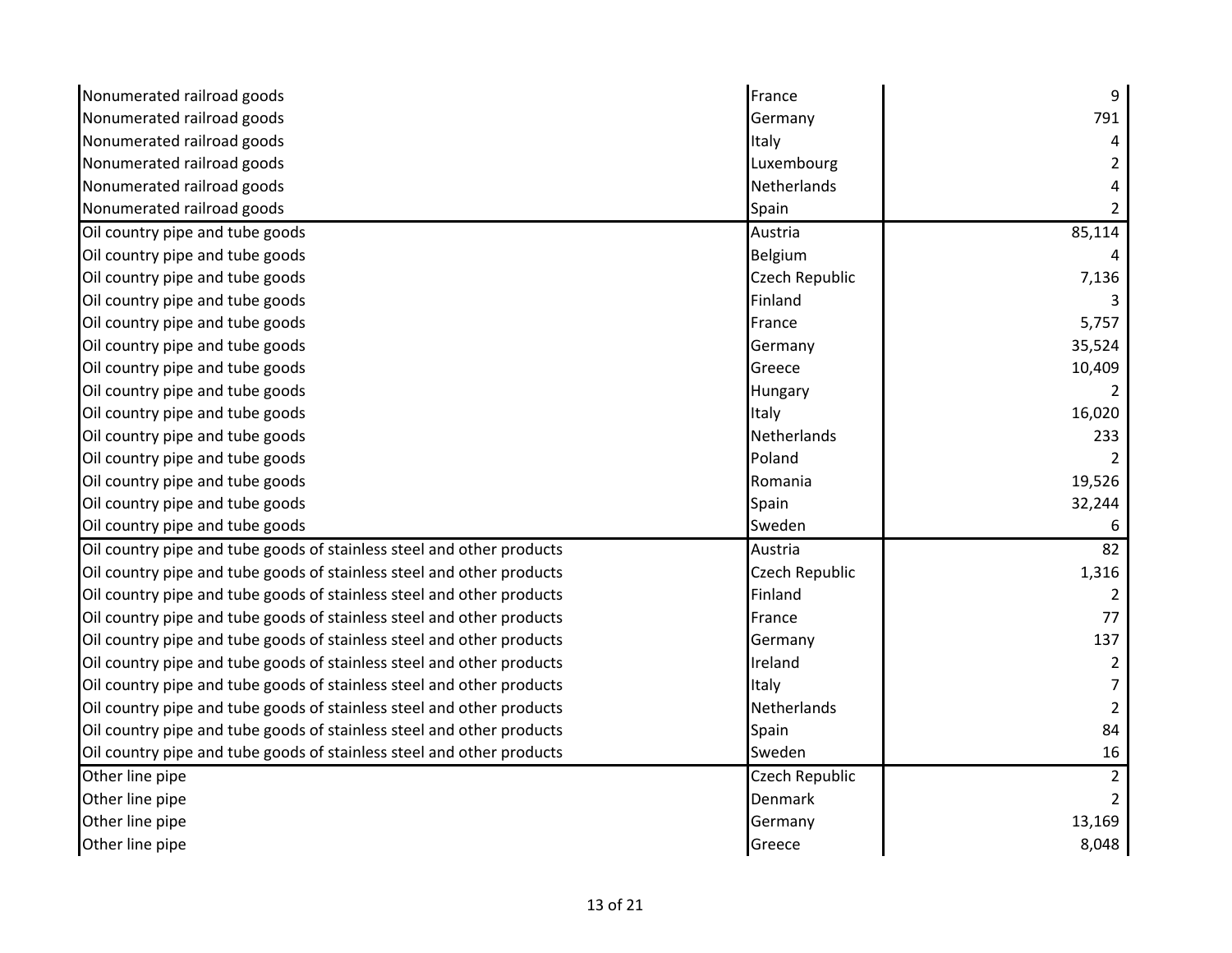| | | |
|---|---|---|
| Nonumerated railroad goods | France | 9 |
| Nonumerated railroad goods | Germany | 791 |
| Nonumerated railroad goods | Italy | 4 |
| Nonumerated railroad goods | Luxembourg | 2 |
| Nonumerated railroad goods | Netherlands | 4 |
| Nonumerated railroad goods | Spain | 2 |
| Oil country pipe and tube goods | Austria | 85,114 |
| Oil country pipe and tube goods | Belgium | 4 |
| Oil country pipe and tube goods | Czech Republic | 7,136 |
| Oil country pipe and tube goods | Finland | 3 |
| Oil country pipe and tube goods | France | 5,757 |
| Oil country pipe and tube goods | Germany | 35,524 |
| Oil country pipe and tube goods | Greece | 10,409 |
| Oil country pipe and tube goods | Hungary | 2 |
| Oil country pipe and tube goods | Italy | 16,020 |
| Oil country pipe and tube goods | Netherlands | 233 |
| Oil country pipe and tube goods | Poland | 2 |
| Oil country pipe and tube goods | Romania | 19,526 |
| Oil country pipe and tube goods | Spain | 32,244 |
| Oil country pipe and tube goods | Sweden | 6 |
| Oil country pipe and tube goods of stainless steel and other products | Austria | 82 |
| Oil country pipe and tube goods of stainless steel and other products | Czech Republic | 1,316 |
| Oil country pipe and tube goods of stainless steel and other products | Finland | 2 |
| Oil country pipe and tube goods of stainless steel and other products | France | 77 |
| Oil country pipe and tube goods of stainless steel and other products | Germany | 137 |
| Oil country pipe and tube goods of stainless steel and other products | Ireland | 2 |
| Oil country pipe and tube goods of stainless steel and other products | Italy | 7 |
| Oil country pipe and tube goods of stainless steel and other products | Netherlands | 2 |
| Oil country pipe and tube goods of stainless steel and other products | Spain | 84 |
| Oil country pipe and tube goods of stainless steel and other products | Sweden | 16 |
| Other line pipe | Czech Republic | 2 |
| Other line pipe | Denmark | 2 |
| Other line pipe | Germany | 13,169 |
| Other line pipe | Greece | 8,048 |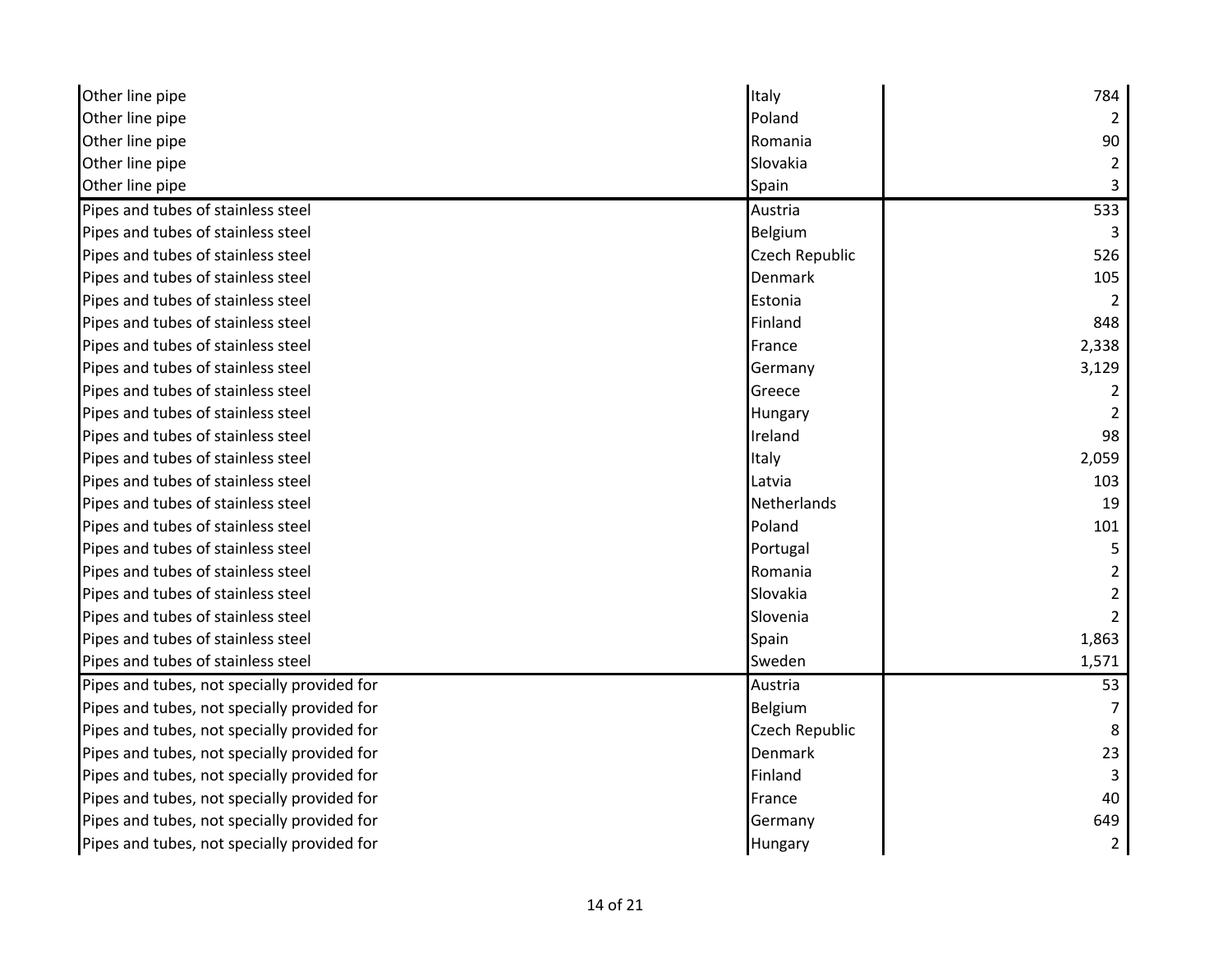| | | |
|---|---|---|
| Other line pipe | Italy | 784 |
| Other line pipe | Poland | 2 |
| Other line pipe | Romania | 90 |
| Other line pipe | Slovakia | 2 |
| Other line pipe | Spain | 3 |
| Pipes and tubes of stainless steel | Austria | 533 |
| Pipes and tubes of stainless steel | Belgium | 3 |
| Pipes and tubes of stainless steel | Czech Republic | 526 |
| Pipes and tubes of stainless steel | Denmark | 105 |
| Pipes and tubes of stainless steel | Estonia | 2 |
| Pipes and tubes of stainless steel | Finland | 848 |
| Pipes and tubes of stainless steel | France | 2,338 |
| Pipes and tubes of stainless steel | Germany | 3,129 |
| Pipes and tubes of stainless steel | Greece | 2 |
| Pipes and tubes of stainless steel | Hungary | 2 |
| Pipes and tubes of stainless steel | Ireland | 98 |
| Pipes and tubes of stainless steel | Italy | 2,059 |
| Pipes and tubes of stainless steel | Latvia | 103 |
| Pipes and tubes of stainless steel | Netherlands | 19 |
| Pipes and tubes of stainless steel | Poland | 101 |
| Pipes and tubes of stainless steel | Portugal | 5 |
| Pipes and tubes of stainless steel | Romania | 2 |
| Pipes and tubes of stainless steel | Slovakia | 2 |
| Pipes and tubes of stainless steel | Slovenia | 2 |
| Pipes and tubes of stainless steel | Spain | 1,863 |
| Pipes and tubes of stainless steel | Sweden | 1,571 |
| Pipes and tubes, not specially provided for | Austria | 53 |
| Pipes and tubes, not specially provided for | Belgium | 7 |
| Pipes and tubes, not specially provided for | Czech Republic | 8 |
| Pipes and tubes, not specially provided for | Denmark | 23 |
| Pipes and tubes, not specially provided for | Finland | 3 |
| Pipes and tubes, not specially provided for | France | 40 |
| Pipes and tubes, not specially provided for | Germany | 649 |
| Pipes and tubes, not specially provided for | Hungary | 2 |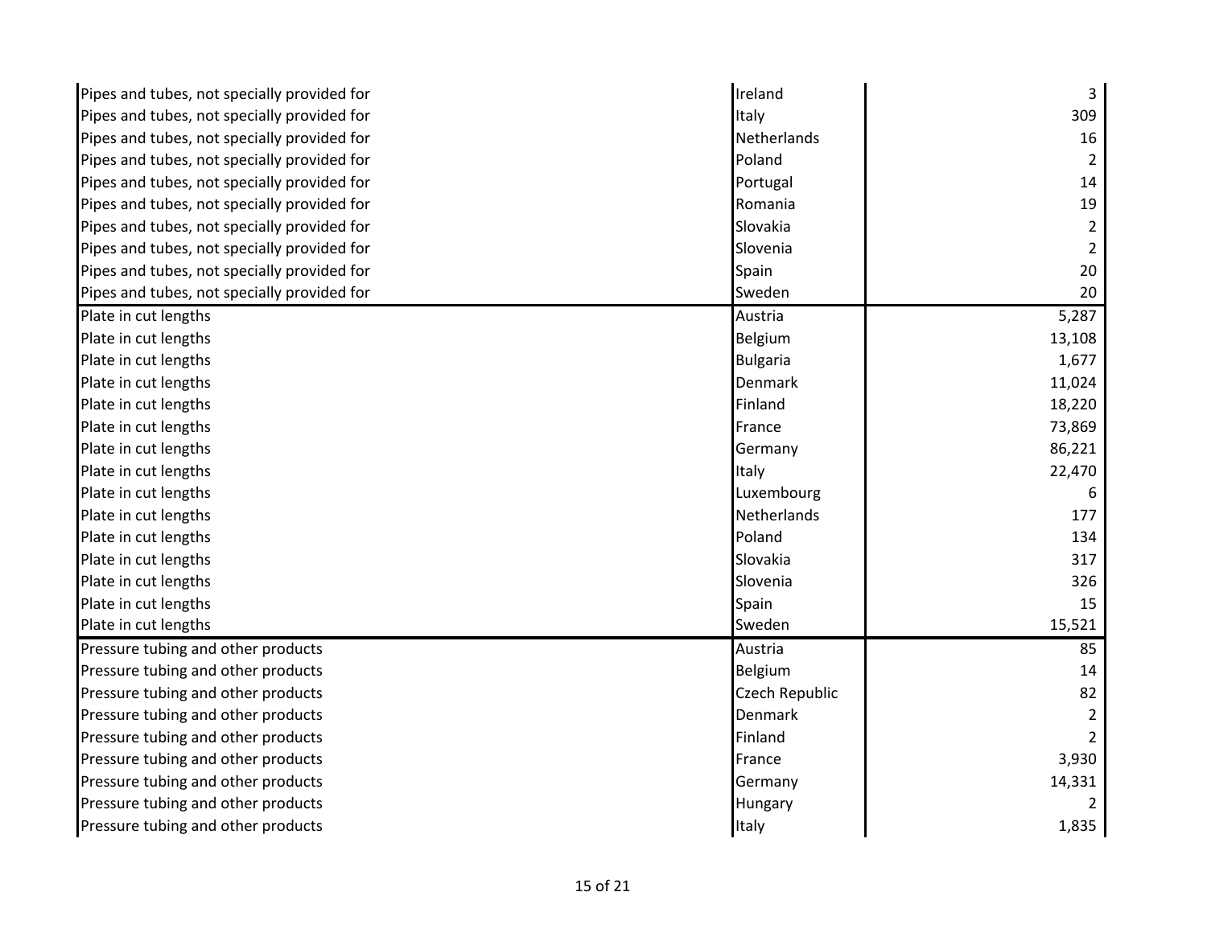| | | |
|---|---|---|
| Pipes and tubes, not specially provided for | Ireland | 3 |
| Pipes and tubes, not specially provided for | Italy | 309 |
| Pipes and tubes, not specially provided for | Netherlands | 16 |
| Pipes and tubes, not specially provided for | Poland | 2 |
| Pipes and tubes, not specially provided for | Portugal | 14 |
| Pipes and tubes, not specially provided for | Romania | 19 |
| Pipes and tubes, not specially provided for | Slovakia | 2 |
| Pipes and tubes, not specially provided for | Slovenia | 2 |
| Pipes and tubes, not specially provided for | Spain | 20 |
| Pipes and tubes, not specially provided for | Sweden | 20 |
| Plate in cut lengths | Austria | 5,287 |
| Plate in cut lengths | Belgium | 13,108 |
| Plate in cut lengths | Bulgaria | 1,677 |
| Plate in cut lengths | Denmark | 11,024 |
| Plate in cut lengths | Finland | 18,220 |
| Plate in cut lengths | France | 73,869 |
| Plate in cut lengths | Germany | 86,221 |
| Plate in cut lengths | Italy | 22,470 |
| Plate in cut lengths | Luxembourg | 6 |
| Plate in cut lengths | Netherlands | 177 |
| Plate in cut lengths | Poland | 134 |
| Plate in cut lengths | Slovakia | 317 |
| Plate in cut lengths | Slovenia | 326 |
| Plate in cut lengths | Spain | 15 |
| Plate in cut lengths | Sweden | 15,521 |
| Pressure tubing and other products | Austria | 85 |
| Pressure tubing and other products | Belgium | 14 |
| Pressure tubing and other products | Czech Republic | 82 |
| Pressure tubing and other products | Denmark | 2 |
| Pressure tubing and other products | Finland | 2 |
| Pressure tubing and other products | France | 3,930 |
| Pressure tubing and other products | Germany | 14,331 |
| Pressure tubing and other products | Hungary | 2 |
| Pressure tubing and other products | Italy | 1,835 |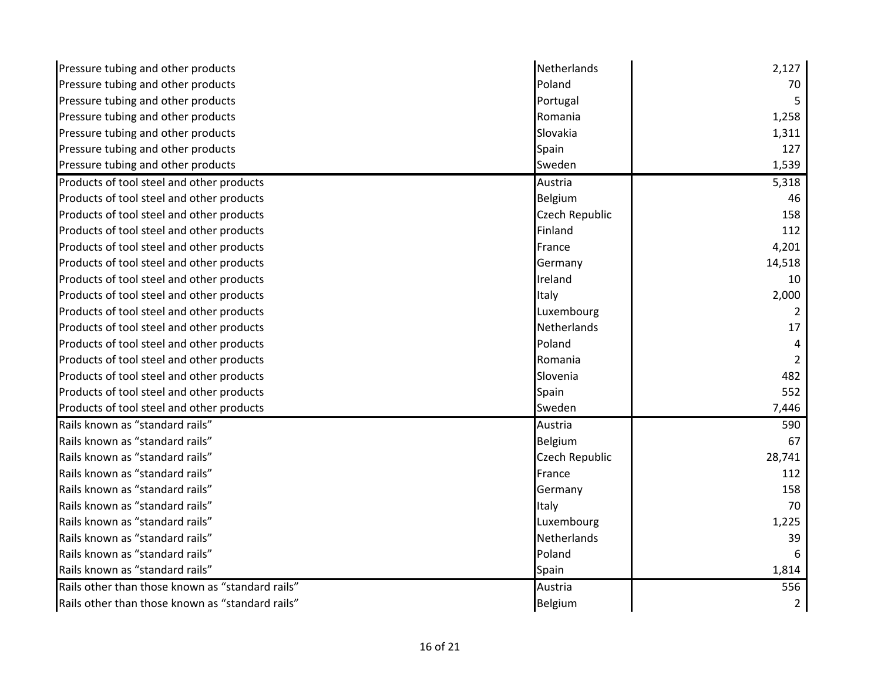| | | |
|---|---|---|
| Pressure tubing and other products | Netherlands | 2,127 |
| Pressure tubing and other products | Poland | 70 |
| Pressure tubing and other products | Portugal | 5 |
| Pressure tubing and other products | Romania | 1,258 |
| Pressure tubing and other products | Slovakia | 1,311 |
| Pressure tubing and other products | Spain | 127 |
| Pressure tubing and other products | Sweden | 1,539 |
| Products of tool steel and other products | Austria | 5,318 |
| Products of tool steel and other products | Belgium | 46 |
| Products of tool steel and other products | Czech Republic | 158 |
| Products of tool steel and other products | Finland | 112 |
| Products of tool steel and other products | France | 4,201 |
| Products of tool steel and other products | Germany | 14,518 |
| Products of tool steel and other products | Ireland | 10 |
| Products of tool steel and other products | Italy | 2,000 |
| Products of tool steel and other products | Luxembourg | 2 |
| Products of tool steel and other products | Netherlands | 17 |
| Products of tool steel and other products | Poland | 4 |
| Products of tool steel and other products | Romania | 2 |
| Products of tool steel and other products | Slovenia | 482 |
| Products of tool steel and other products | Spain | 552 |
| Products of tool steel and other products | Sweden | 7,446 |
| Rails known as “standard rails” | Austria | 590 |
| Rails known as “standard rails” | Belgium | 67 |
| Rails known as “standard rails” | Czech Republic | 28,741 |
| Rails known as “standard rails” | France | 112 |
| Rails known as “standard rails” | Germany | 158 |
| Rails known as “standard rails” | Italy | 70 |
| Rails known as “standard rails” | Luxembourg | 1,225 |
| Rails known as “standard rails” | Netherlands | 39 |
| Rails known as “standard rails” | Poland | 6 |
| Rails known as “standard rails” | Spain | 1,814 |
| Rails other than those known as “standard rails” | Austria | 556 |
| Rails other than those known as “standard rails” | Belgium | 2 |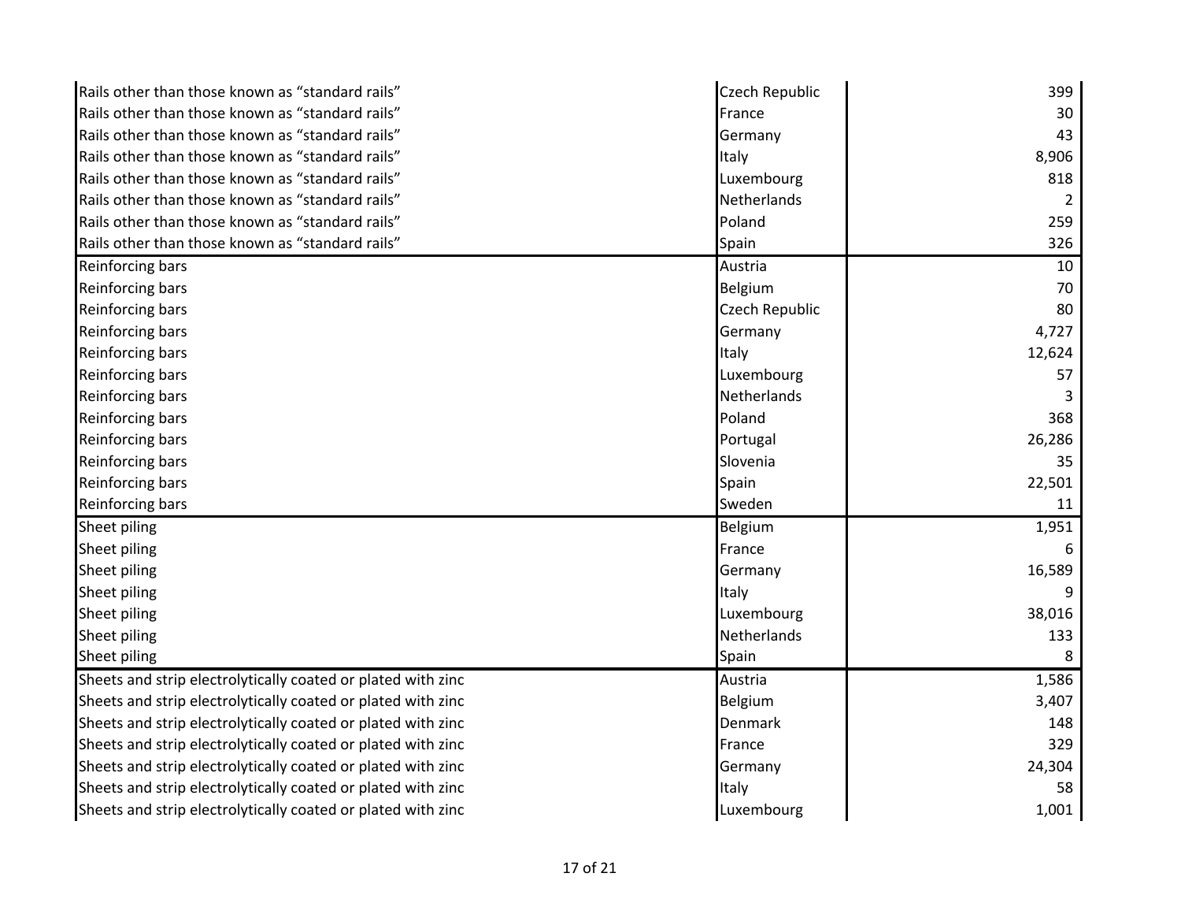| | | |
|---|---|---|
| Rails other than those known as “standard rails” | Czech Republic | 399 |
| Rails other than those known as “standard rails” | France | 30 |
| Rails other than those known as “standard rails” | Germany | 43 |
| Rails other than those known as “standard rails” | Italy | 8,906 |
| Rails other than those known as “standard rails” | Luxembourg | 818 |
| Rails other than those known as “standard rails” | Netherlands | 2 |
| Rails other than those known as “standard rails” | Poland | 259 |
| Rails other than those known as “standard rails” | Spain | 326 |
| Reinforcing bars | Austria | 10 |
| Reinforcing bars | Belgium | 70 |
| Reinforcing bars | Czech Republic | 80 |
| Reinforcing bars | Germany | 4,727 |
| Reinforcing bars | Italy | 12,624 |
| Reinforcing bars | Luxembourg | 57 |
| Reinforcing bars | Netherlands | 3 |
| Reinforcing bars | Poland | 368 |
| Reinforcing bars | Portugal | 26,286 |
| Reinforcing bars | Slovenia | 35 |
| Reinforcing bars | Spain | 22,501 |
| Reinforcing bars | Sweden | 11 |
| Sheet piling | Belgium | 1,951 |
| Sheet piling | France | 6 |
| Sheet piling | Germany | 16,589 |
| Sheet piling | Italy | 9 |
| Sheet piling | Luxembourg | 38,016 |
| Sheet piling | Netherlands | 133 |
| Sheet piling | Spain | 8 |
| Sheets and strip electrolytically coated or plated with zinc | Austria | 1,586 |
| Sheets and strip electrolytically coated or plated with zinc | Belgium | 3,407 |
| Sheets and strip electrolytically coated or plated with zinc | Denmark | 148 |
| Sheets and strip electrolytically coated or plated with zinc | France | 329 |
| Sheets and strip electrolytically coated or plated with zinc | Germany | 24,304 |
| Sheets and strip electrolytically coated or plated with zinc | Italy | 58 |
| Sheets and strip electrolytically coated or plated with zinc | Luxembourg | 1,001 |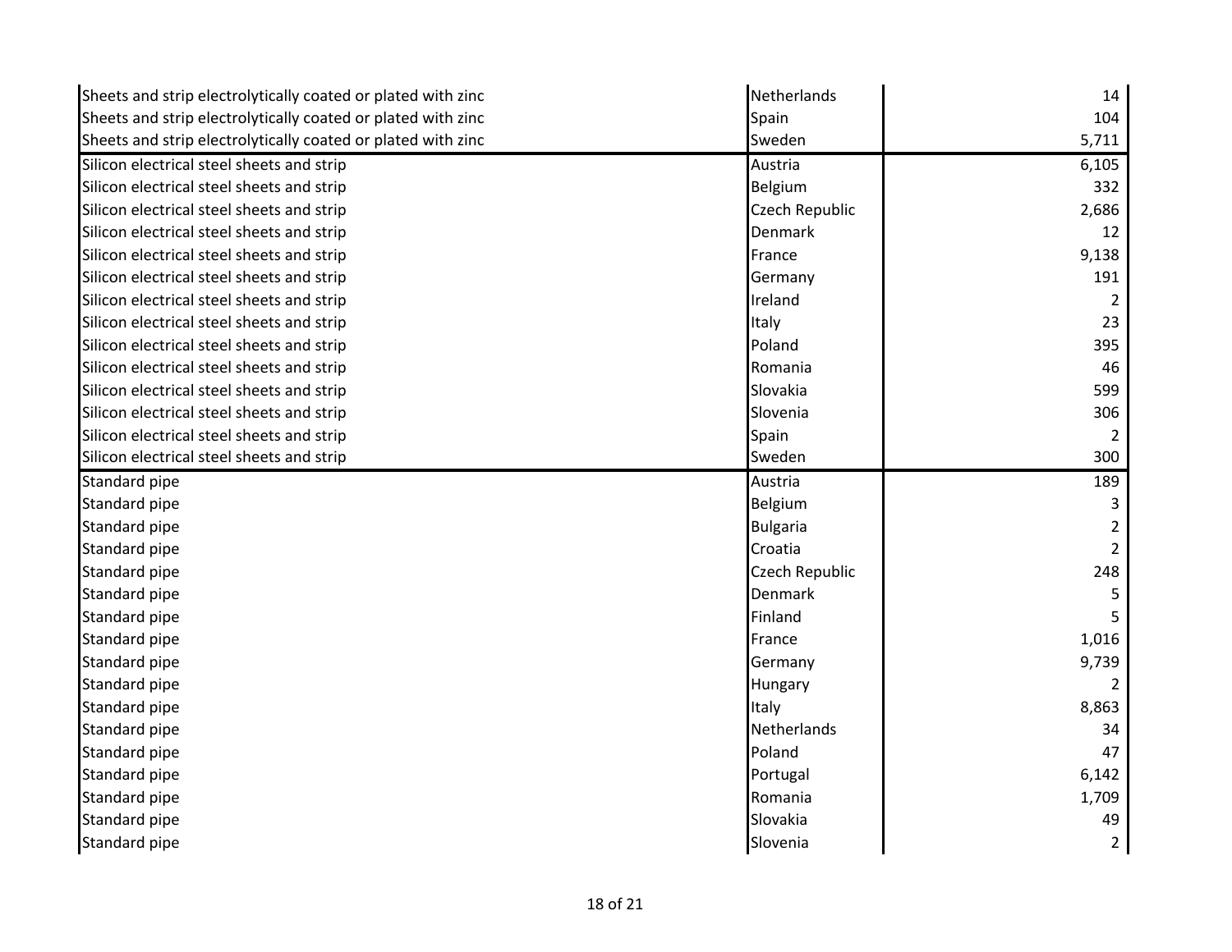| | | |
|---|---|---|
| Sheets and strip electrolytically coated or plated with zinc | Netherlands | 14 |
| Sheets and strip electrolytically coated or plated with zinc | Spain | 104 |
| Sheets and strip electrolytically coated or plated with zinc | Sweden | 5,711 |
| Silicon electrical steel sheets and strip | Austria | 6,105 |
| Silicon electrical steel sheets and strip | Belgium | 332 |
| Silicon electrical steel sheets and strip | Czech Republic | 2,686 |
| Silicon electrical steel sheets and strip | Denmark | 12 |
| Silicon electrical steel sheets and strip | France | 9,138 |
| Silicon electrical steel sheets and strip | Germany | 191 |
| Silicon electrical steel sheets and strip | Ireland | 2 |
| Silicon electrical steel sheets and strip | Italy | 23 |
| Silicon electrical steel sheets and strip | Poland | 395 |
| Silicon electrical steel sheets and strip | Romania | 46 |
| Silicon electrical steel sheets and strip | Slovakia | 599 |
| Silicon electrical steel sheets and strip | Slovenia | 306 |
| Silicon electrical steel sheets and strip | Spain | 2 |
| Silicon electrical steel sheets and strip | Sweden | 300 |
| Standard pipe | Austria | 189 |
| Standard pipe | Belgium | 3 |
| Standard pipe | Bulgaria | 2 |
| Standard pipe | Croatia | 2 |
| Standard pipe | Czech Republic | 248 |
| Standard pipe | Denmark | 5 |
| Standard pipe | Finland | 5 |
| Standard pipe | France | 1,016 |
| Standard pipe | Germany | 9,739 |
| Standard pipe | Hungary | 2 |
| Standard pipe | Italy | 8,863 |
| Standard pipe | Netherlands | 34 |
| Standard pipe | Poland | 47 |
| Standard pipe | Portugal | 6,142 |
| Standard pipe | Romania | 1,709 |
| Standard pipe | Slovakia | 49 |
| Standard pipe | Slovenia | 2 |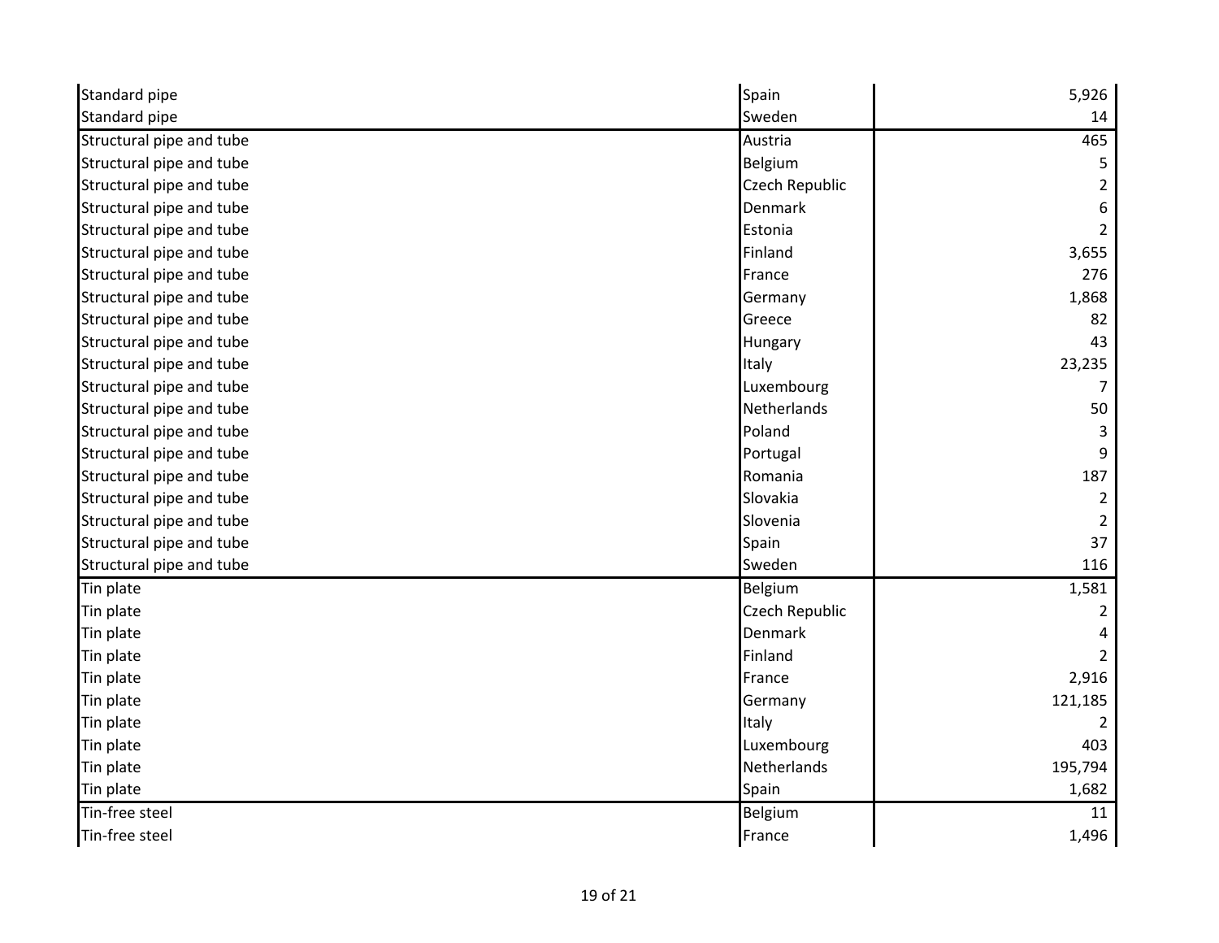| | | |
|---|---|---|
| Standard pipe | Spain | 5,926 |
| Standard pipe | Sweden | 14 |
| Structural pipe and tube | Austria | 465 |
| Structural pipe and tube | Belgium | 5 |
| Structural pipe and tube | Czech Republic | 2 |
| Structural pipe and tube | Denmark | 6 |
| Structural pipe and tube | Estonia | 2 |
| Structural pipe and tube | Finland | 3,655 |
| Structural pipe and tube | France | 276 |
| Structural pipe and tube | Germany | 1,868 |
| Structural pipe and tube | Greece | 82 |
| Structural pipe and tube | Hungary | 43 |
| Structural pipe and tube | Italy | 23,235 |
| Structural pipe and tube | Luxembourg | 7 |
| Structural pipe and tube | Netherlands | 50 |
| Structural pipe and tube | Poland | 3 |
| Structural pipe and tube | Portugal | 9 |
| Structural pipe and tube | Romania | 187 |
| Structural pipe and tube | Slovakia | 2 |
| Structural pipe and tube | Slovenia | 2 |
| Structural pipe and tube | Spain | 37 |
| Structural pipe and tube | Sweden | 116 |
| Tin plate | Belgium | 1,581 |
| Tin plate | Czech Republic | 2 |
| Tin plate | Denmark | 4 |
| Tin plate | Finland | 2 |
| Tin plate | France | 2,916 |
| Tin plate | Germany | 121,185 |
| Tin plate | Italy | 2 |
| Tin plate | Luxembourg | 403 |
| Tin plate | Netherlands | 195,794 |
| Tin plate | Spain | 1,682 |
| Tin-free steel | Belgium | 11 |
| Tin-free steel | France | 1,496 |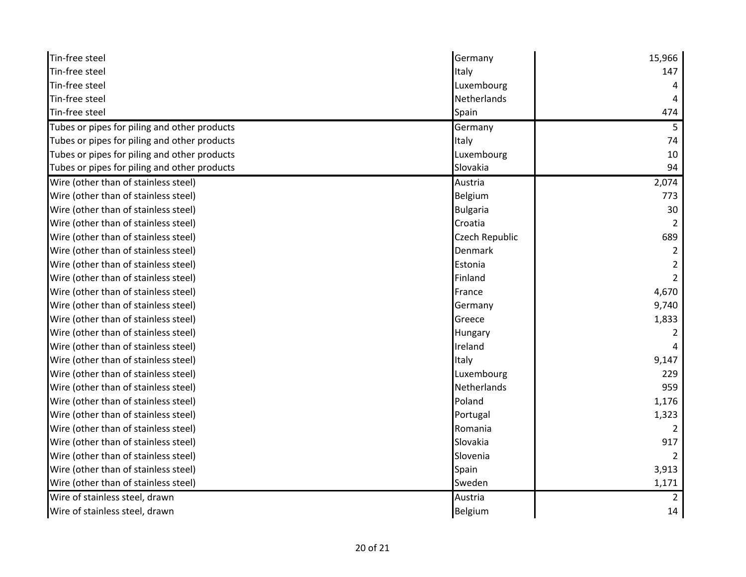| | | |
|---|---|---|
| Tin-free steel | Germany | 15,966 |
| Tin-free steel | Italy | 147 |
| Tin-free steel | Luxembourg | 4 |
| Tin-free steel | Netherlands | 4 |
| Tin-free steel | Spain | 474 |
| Tubes or pipes for piling and other products | Germany | 5 |
| Tubes or pipes for piling and other products | Italy | 74 |
| Tubes or pipes for piling and other products | Luxembourg | 10 |
| Tubes or pipes for piling and other products | Slovakia | 94 |
| Wire (other than of stainless steel) | Austria | 2,074 |
| Wire (other than of stainless steel) | Belgium | 773 |
| Wire (other than of stainless steel) | Bulgaria | 30 |
| Wire (other than of stainless steel) | Croatia | 2 |
| Wire (other than of stainless steel) | Czech Republic | 689 |
| Wire (other than of stainless steel) | Denmark | 2 |
| Wire (other than of stainless steel) | Estonia | 2 |
| Wire (other than of stainless steel) | Finland | 2 |
| Wire (other than of stainless steel) | France | 4,670 |
| Wire (other than of stainless steel) | Germany | 9,740 |
| Wire (other than of stainless steel) | Greece | 1,833 |
| Wire (other than of stainless steel) | Hungary | 2 |
| Wire (other than of stainless steel) | Ireland | 4 |
| Wire (other than of stainless steel) | Italy | 9,147 |
| Wire (other than of stainless steel) | Luxembourg | 229 |
| Wire (other than of stainless steel) | Netherlands | 959 |
| Wire (other than of stainless steel) | Poland | 1,176 |
| Wire (other than of stainless steel) | Portugal | 1,323 |
| Wire (other than of stainless steel) | Romania | 2 |
| Wire (other than of stainless steel) | Slovakia | 917 |
| Wire (other than of stainless steel) | Slovenia | 2 |
| Wire (other than of stainless steel) | Spain | 3,913 |
| Wire (other than of stainless steel) | Sweden | 1,171 |
| Wire of stainless steel, drawn | Austria | 2 |
| Wire of stainless steel, drawn | Belgium | 14 |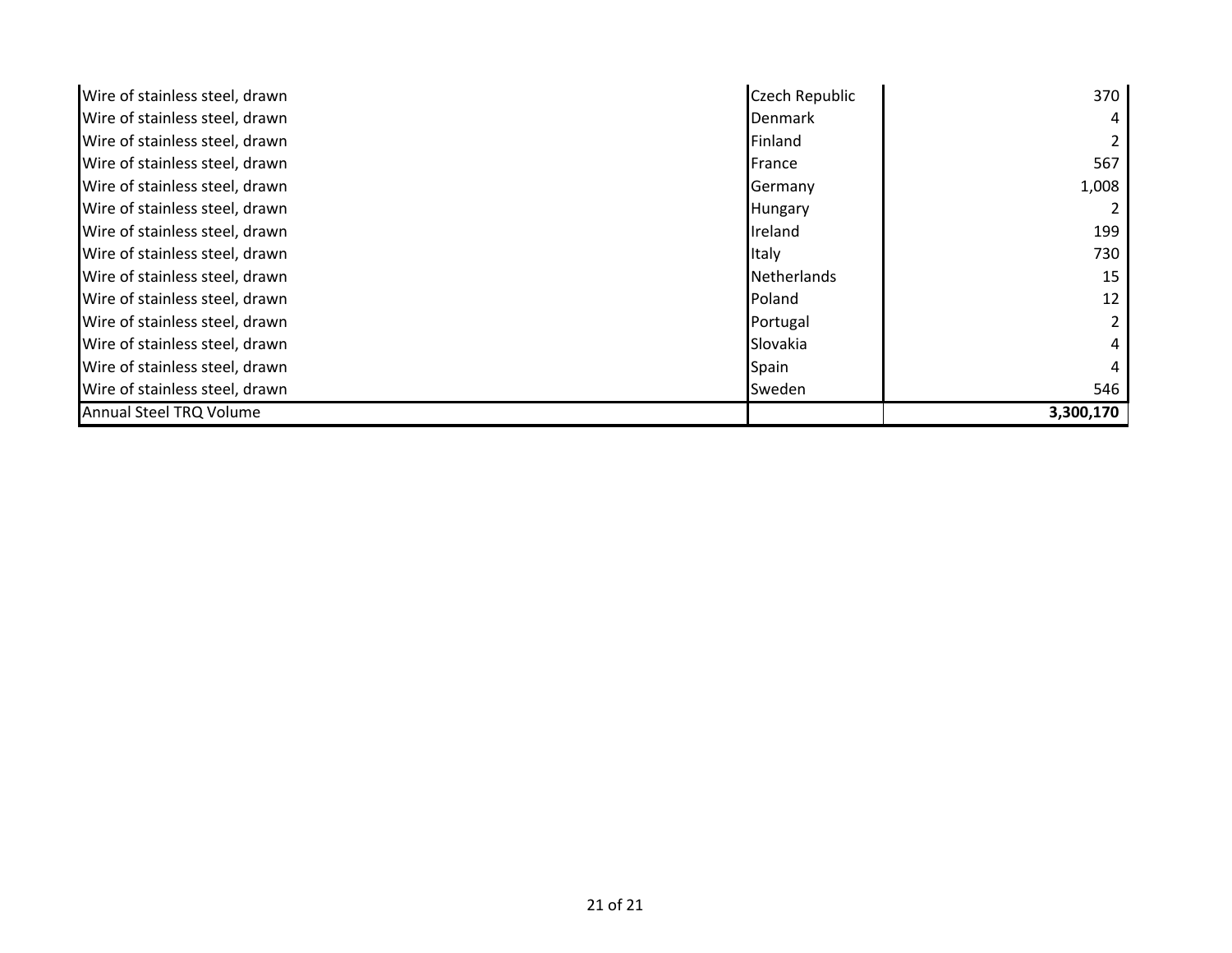| | | |
|---|---|---|
| Wire of stainless steel, drawn | Czech Republic | 370 |
| Wire of stainless steel, drawn | Denmark | 4 |
| Wire of stainless steel, drawn | Finland | 2 |
| Wire of stainless steel, drawn | France | 567 |
| Wire of stainless steel, drawn | Germany | 1,008 |
| Wire of stainless steel, drawn | Hungary | 2 |
| Wire of stainless steel, drawn | Ireland | 199 |
| Wire of stainless steel, drawn | Italy | 730 |
| Wire of stainless steel, drawn | Netherlands | 15 |
| Wire of stainless steel, drawn | Poland | 12 |
| Wire of stainless steel, drawn | Portugal | 2 |
| Wire of stainless steel, drawn | Slovakia | 4 |
| Wire of stainless steel, drawn | Spain | 4 |
| Wire of stainless steel, drawn | Sweden | 546 |
| Annual Steel TRQ Volume | | **3,300,170** |